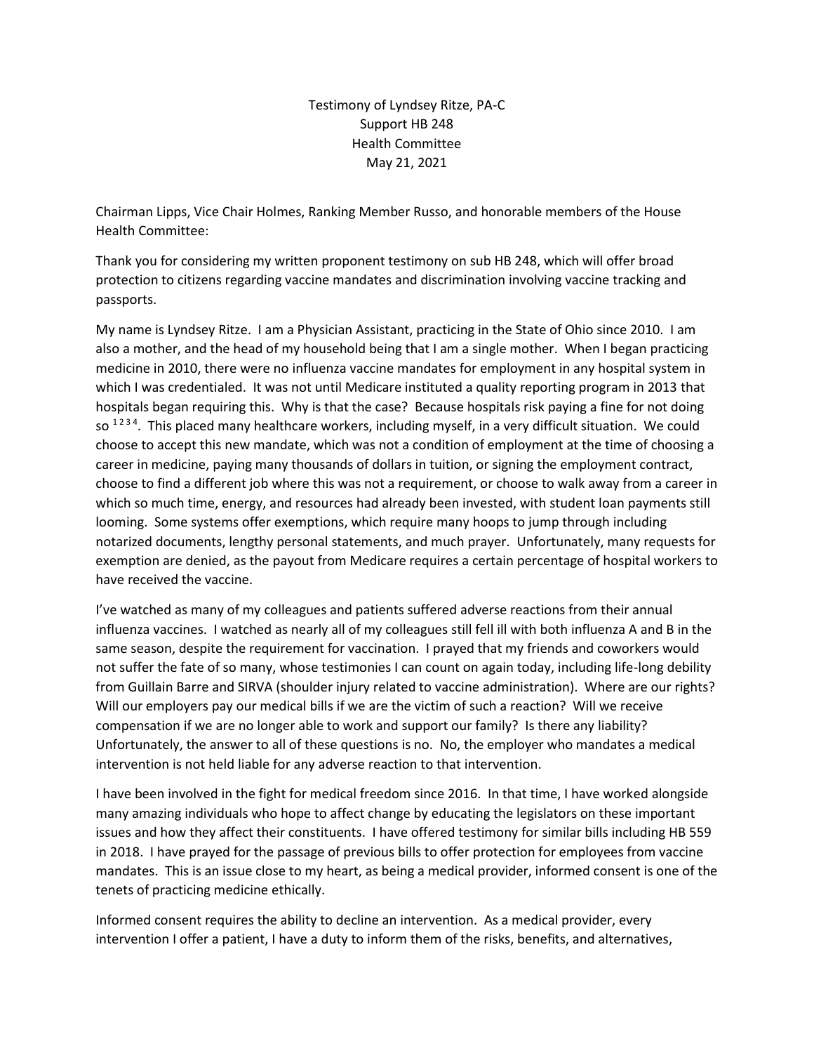Testimony of Lyndsey Ritze, PA-C
Support HB 248
Health Committee
May 21, 2021

Chairman Lipps, Vice Chair Holmes, Ranking Member Russo, and honorable members of the House Health Committee:

Thank you for considering my written proponent testimony on sub HB 248, which will offer broad protection to citizens regarding vaccine mandates and discrimination involving vaccine tracking and passports.

My name is Lyndsey Ritze. I am a Physician Assistant, practicing in the State of Ohio since 2010. I am also a mother, and the head of my household being that I am a single mother. When I began practicing medicine in 2010, there were no influenza vaccine mandates for employment in any hospital system in which I was credentialed. It was not until Medicare instituted a quality reporting program in 2013 that hospitals began requiring this. Why is that the case? Because hospitals risk paying a fine for not doing so [1 2 3 4]. This placed many healthcare workers, including myself, in a very difficult situation. We could choose to accept this new mandate, which was not a condition of employment at the time of choosing a career in medicine, paying many thousands of dollars in tuition, or signing the employment contract, choose to find a different job where this was not a requirement, or choose to walk away from a career in which so much time, energy, and resources had already been invested, with student loan payments still looming. Some systems offer exemptions, which require many hoops to jump through including notarized documents, lengthy personal statements, and much prayer. Unfortunately, many requests for exemption are denied, as the payout from Medicare requires a certain percentage of hospital workers to have received the vaccine.

I've watched as many of my colleagues and patients suffered adverse reactions from their annual influenza vaccines. I watched as nearly all of my colleagues still fell ill with both influenza A and B in the same season, despite the requirement for vaccination. I prayed that my friends and coworkers would not suffer the fate of so many, whose testimonies I can count on again today, including life-long debility from Guillain Barre and SIRVA (shoulder injury related to vaccine administration). Where are our rights? Will our employers pay our medical bills if we are the victim of such a reaction? Will we receive compensation if we are no longer able to work and support our family? Is there any liability? Unfortunately, the answer to all of these questions is no. No, the employer who mandates a medical intervention is not held liable for any adverse reaction to that intervention.

I have been involved in the fight for medical freedom since 2016. In that time, I have worked alongside many amazing individuals who hope to affect change by educating the legislators on these important issues and how they affect their constituents. I have offered testimony for similar bills including HB 559 in 2018. I have prayed for the passage of previous bills to offer protection for employees from vaccine mandates. This is an issue close to my heart, as being a medical provider, informed consent is one of the tenets of practicing medicine ethically.

Informed consent requires the ability to decline an intervention. As a medical provider, every intervention I offer a patient, I have a duty to inform them of the risks, benefits, and alternatives,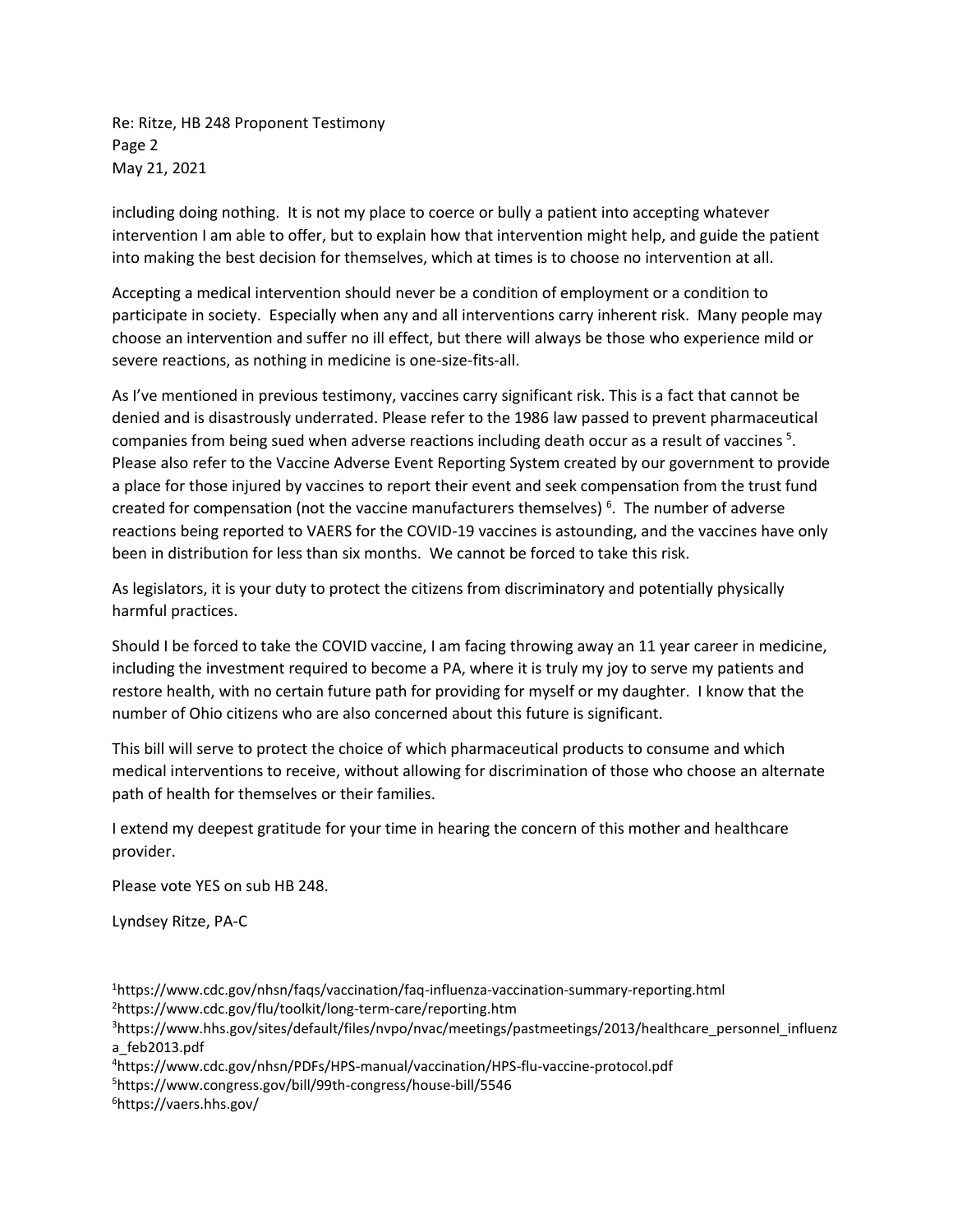including doing nothing. It is not my place to coerce or bully a patient into accepting whatever intervention I am able to offer, but to explain how that intervention might help, and guide the patient into making the best decision for themselves, which at times is to choose no intervention at all.

Accepting a medical intervention should never be a condition of employment or a condition to participate in society. Especially when any and all interventions carry inherent risk. Many people may choose an intervention and suffer no ill effect, but there will always be those who experience mild or severe reactions, as nothing in medicine is one-size-fits-all.

As I've mentioned in previous testimony, vaccines carry significant risk. This is a fact that cannot be denied and is disastrously underrated. Please refer to the 1986 law passed to prevent pharmaceutical companies from being sued when adverse reactions including death occur as a result of vaccines [5]. Please also refer to the Vaccine Adverse Event Reporting System created by our government to provide a place for those injured by vaccines to report their event and seek compensation from the trust fund created for compensation (not the vaccine manufacturers themselves) [6]. The number of adverse reactions being reported to VAERS for the COVID-19 vaccines is astounding, and the vaccines have only been in distribution for less than six months. We cannot be forced to take this risk.

As legislators, it is your duty to protect the citizens from discriminatory and potentially physically harmful practices.

Should I be forced to take the COVID vaccine, I am facing throwing away an 11 year career in medicine, including the investment required to become a PA, where it is truly my joy to serve my patients and restore health, with no certain future path for providing for myself or my daughter. I know that the number of Ohio citizens who are also concerned about this future is significant.

This bill will serve to protect the choice of which pharmaceutical products to consume and which medical interventions to receive, without allowing for discrimination of those who choose an alternate path of health for themselves or their families.

I extend my deepest gratitude for your time in hearing the concern of this mother and healthcare provider.

Please vote YES on sub HB 248.

Lyndsey Ritze, PA-C

[1] https://www.cdc.gov/nhsn/faqs/vaccination/faq-influenza-vaccination-summary-reporting.html
[2] https://www.cdc.gov/flu/toolkit/long-term-care/reporting.htm
[3] https://www.hhs.gov/sites/default/files/nvpo/nvac/meetings/pastmeetings/2013/healthcare_personnel_influenza_feb2013.pdf
[4] https://www.cdc.gov/nhsn/PDFs/HPS-manual/vaccination/HPS-flu-vaccine-protocol.pdf
[5] https://www.congress.gov/bill/99th-congress/house-bill/5546
[6] https://vaers.hhs.gov/